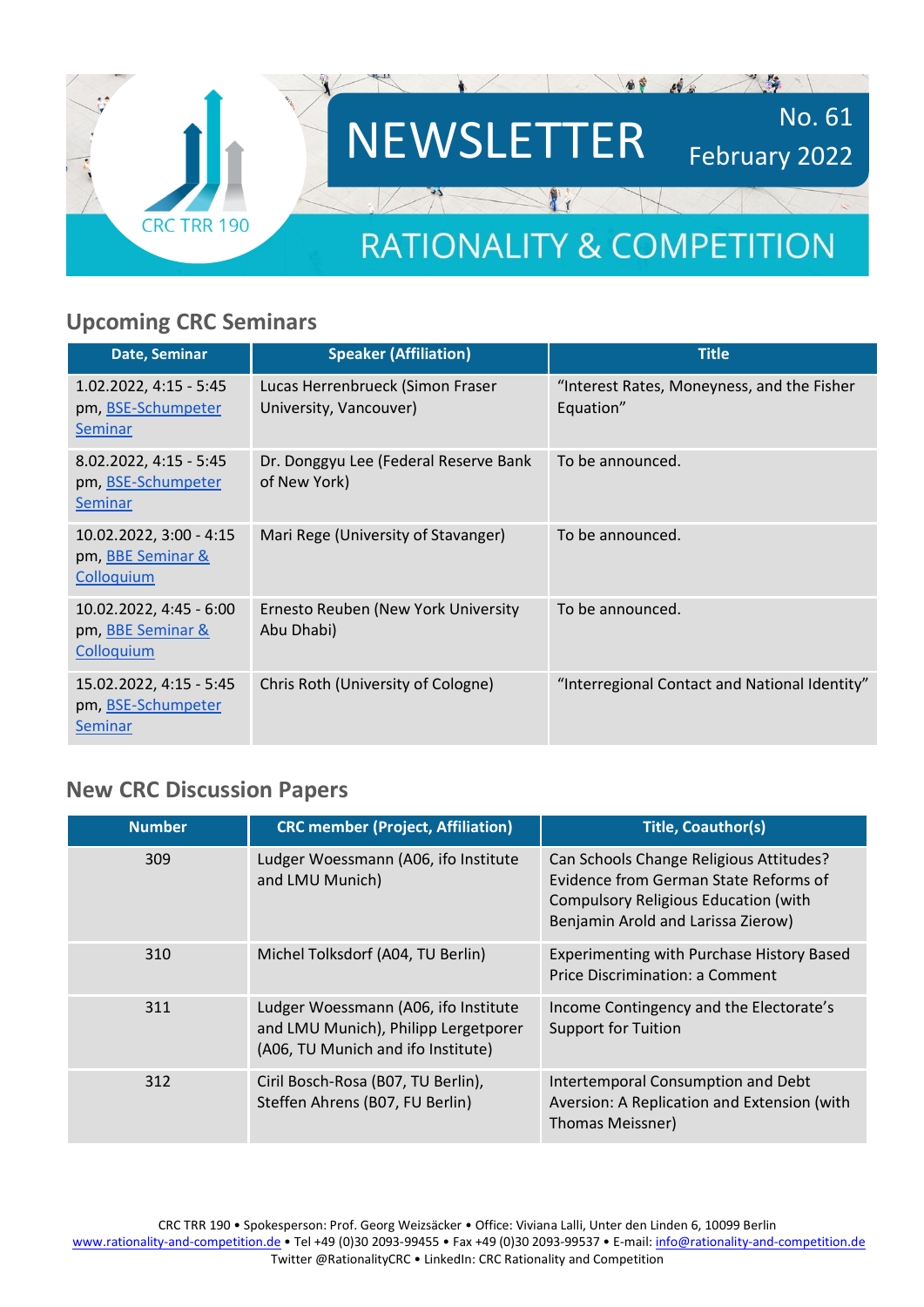CRC TRR 190

# NEWSLETTER

No. 61
February 2022

RATIONALITY & COMPETITION

## Upcoming CRC Seminars

| Date, Seminar | Speaker (Affiliation) | Title |
|---|---|---|
| 1.02.2022, 4:15 - 5:45 pm, BSE-Schumpeter Seminar | Lucas Herrenbrueck (Simon Fraser University, Vancouver) | "Interest Rates, Moneyness, and the Fisher Equation" |
| 8.02.2022, 4:15 - 5:45 pm, BSE-Schumpeter Seminar | Dr. Donggyu Lee (Federal Reserve Bank of New York) | To be announced. |
| 10.02.2022, 3:00 - 4:15 pm, BBE Seminar & Colloquium | Mari Rege (University of Stavanger) | To be announced. |
| 10.02.2022, 4:45 - 6:00 pm, BBE Seminar & Colloquium | Ernesto Reuben (New York University Abu Dhabi) | To be announced. |
| 15.02.2022, 4:15 - 5:45 pm, BSE-Schumpeter Seminar | Chris Roth (University of Cologne) | "Interregional Contact and National Identity" |

## New CRC Discussion Papers

| Number | CRC member (Project, Affiliation) | Title, Coauthor(s) |
|---|---|---|
| 309 | Ludger Woessmann (A06, ifo Institute and LMU Munich) | Can Schools Change Religious Attitudes? Evidence from German State Reforms of Compulsory Religious Education (with Benjamin Arold and Larissa Zierow) |
| 310 | Michel Tolksdorf (A04, TU Berlin) | Experimenting with Purchase History Based Price Discrimination: a Comment |
| 311 | Ludger Woessmann (A06, ifo Institute and LMU Munich), Philipp Lergetporer (A06, TU Munich and ifo Institute) | Income Contingency and the Electorate's Support for Tuition |
| 312 | Ciril Bosch-Rosa (B07, TU Berlin), Steffen Ahrens (B07, FU Berlin) | Intertemporal Consumption and Debt Aversion: A Replication and Extension (with Thomas Meissner) |

CRC TRR 190 • Spokesperson: Prof. Georg Weizsäcker • Office: Viviana Lalli, Unter den Linden 6, 10099 Berlin
www.rationality-and-competition.de • Tel +49 (0)30 2093-99455 • Fax +49 (0)30 2093-99537 • E-mail: info@rationality-and-competition.de
Twitter @RationalityCRC • LinkedIn: CRC Rationality and Competition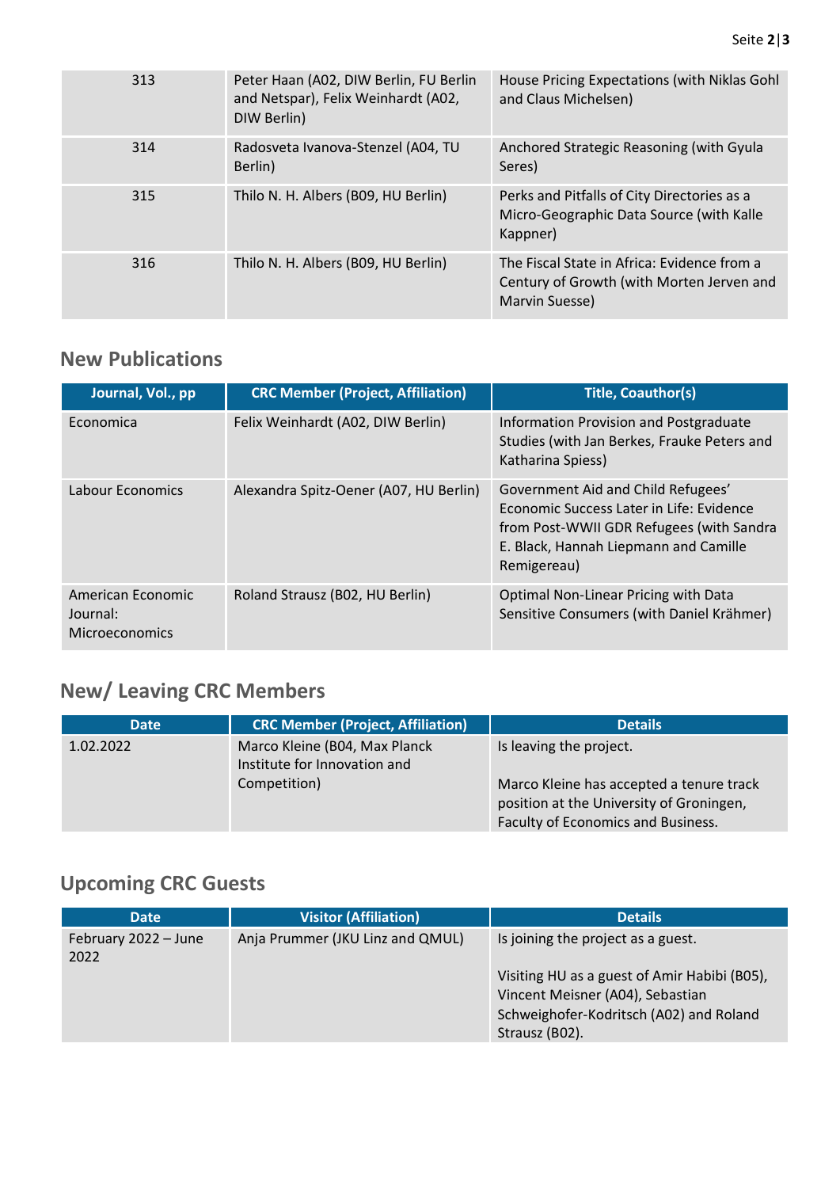| | | |
|---|---|---|
| 313 | Peter Haan (A02, DIW Berlin, FU Berlin and Netspar), Felix Weinhardt (A02, DIW Berlin) | House Pricing Expectations (with Niklas Gohl and Claus Michelsen) |
| 314 | Radosveta Ivanova-Stenzel (A04, TU Berlin) | Anchored Strategic Reasoning (with Gyula Seres) |
| 315 | Thilo N. H. Albers (B09, HU Berlin) | Perks and Pitfalls of City Directories as a Micro-Geographic Data Source (with Kalle Kappner) |
| 316 | Thilo N. H. Albers (B09, HU Berlin) | The Fiscal State in Africa: Evidence from a Century of Growth (with Morten Jerven and Marvin Suesse) |

## New Publications

| Journal, Vol., pp | CRC Member (Project, Affiliation) | Title, Coauthor(s) |
|---|---|---|
| Economica | Felix Weinhardt (A02, DIW Berlin) | Information Provision and Postgraduate Studies (with Jan Berkes, Frauke Peters and Katharina Spiess) |
| Labour Economics | Alexandra Spitz-Oener (A07, HU Berlin) | Government Aid and Child Refugees' Economic Success Later in Life: Evidence from Post-WWII GDR Refugees (with Sandra E. Black, Hannah Liepmann and Camille Remigereau) |
| American Economic Journal: Microeconomics | Roland Strausz (B02, HU Berlin) | Optimal Non-Linear Pricing with Data Sensitive Consumers (with Daniel Krähmer) |

## New/ Leaving CRC Members

| Date | CRC Member (Project, Affiliation) | Details |
|---|---|---|
| 1.02.2022 | Marco Kleine (B04, Max Planck Institute for Innovation and Competition) | Is leaving the project.<br><br>Marco Kleine has accepted a tenure track position at the University of Groningen, Faculty of Economics and Business. |

## Upcoming CRC Guests

| Date | Visitor (Affiliation) | Details |
|---|---|---|
| February 2022 – June 2022 | Anja Prummer (JKU Linz and QMUL) | Is joining the project as a guest.<br><br>Visiting HU as a guest of Amir Habibi (B05), Vincent Meisner (A04), Sebastian Schweighofer-Kodritsch (A02) and Roland Strausz (B02). |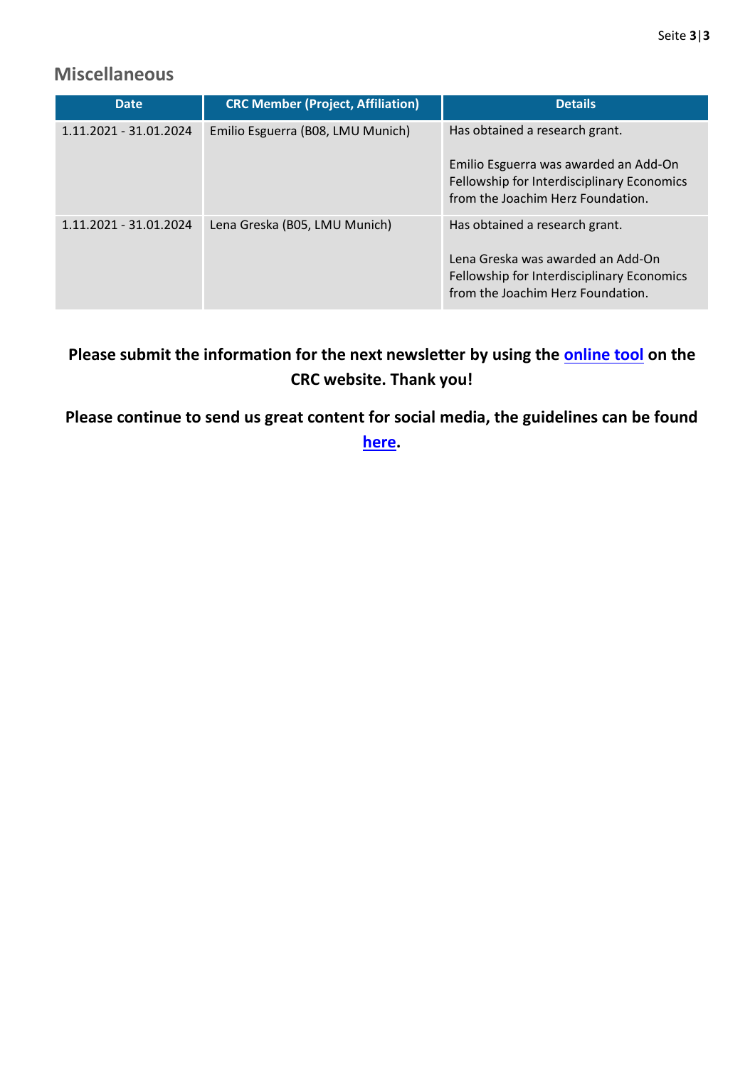## Miscellaneous

| Date | CRC Member (Project, Affiliation) | Details |
|---|---|---|
| 1.11.2021 - 31.01.2024 | Emilio Esguerra (B08, LMU Munich) | Has obtained a research grant.<br><br>Emilio Esguerra was awarded an Add-On Fellowship for Interdisciplinary Economics from the Joachim Herz Foundation. |
| 1.11.2021 - 31.01.2024 | Lena Greska (B05, LMU Munich) | Has obtained a research grant.<br><br>Lena Greska was awarded an Add-On Fellowship for Interdisciplinary Economics from the Joachim Herz Foundation. |

**Please submit the information for the next newsletter by using the online tool on the CRC website. Thank you!**

**Please continue to send us great content for social media, the guidelines can be found here.**